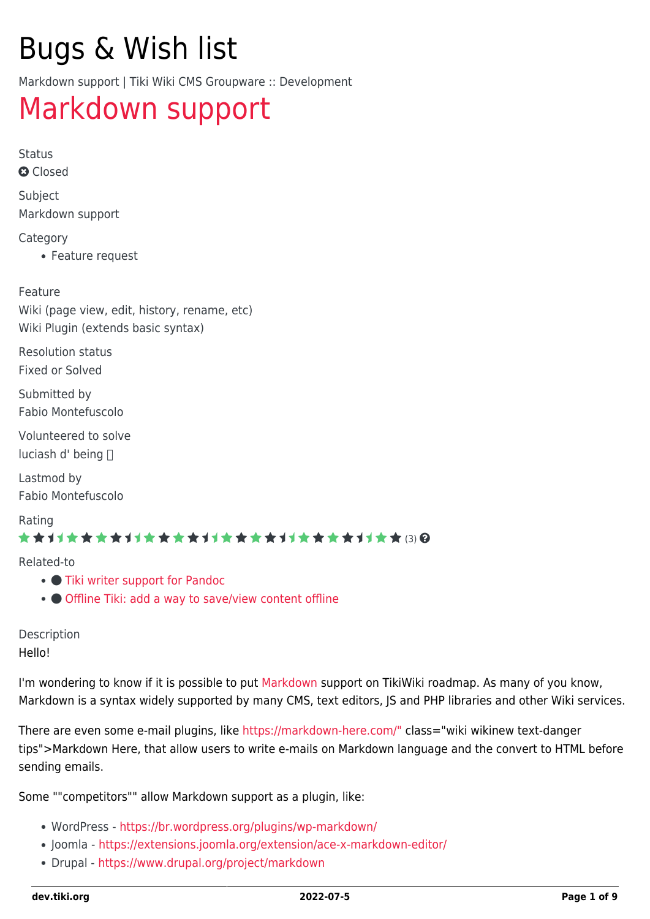# Bugs & Wish list

Markdown support | Tiki Wiki CMS Groupware :: Development

# Markdown support

Status

Closed

Subject

Markdown support

Category

- Feature request

Feature

Wiki (page view, edit, history, rename, etc)
Wiki Plugin (extends basic syntax)

Resolution status

Fixed or Solved

Submitted by

Fabio Montefuscolo

Volunteered to solve

luciash d' being

Lastmod by

Fabio Montefuscolo

Rating

(3)

Related-to

- Tiki writer support for Pandoc
- Offline Tiki: add a way to save/view content offline

Description

Hello!

I'm wondering to know if it is possible to put Markdown support on TikiWiki roadmap. As many of you know, Markdown is a syntax widely supported by many CMS, text editors, JS and PHP libraries and other Wiki services.

There are even some e-mail plugins, like https://markdown-here.com/" class="wiki wikinew text-danger tips">Markdown Here, that allow users to write e-mails on Markdown language and the convert to HTML before sending emails.

Some ""competitors"" allow Markdown support as a plugin, like:

- WordPress - https://br.wordpress.org/plugins/wp-markdown/
- Joomla - https://extensions.joomla.org/extension/ace-x-markdown-editor/
- Drupal - https://www.drupal.org/project/markdown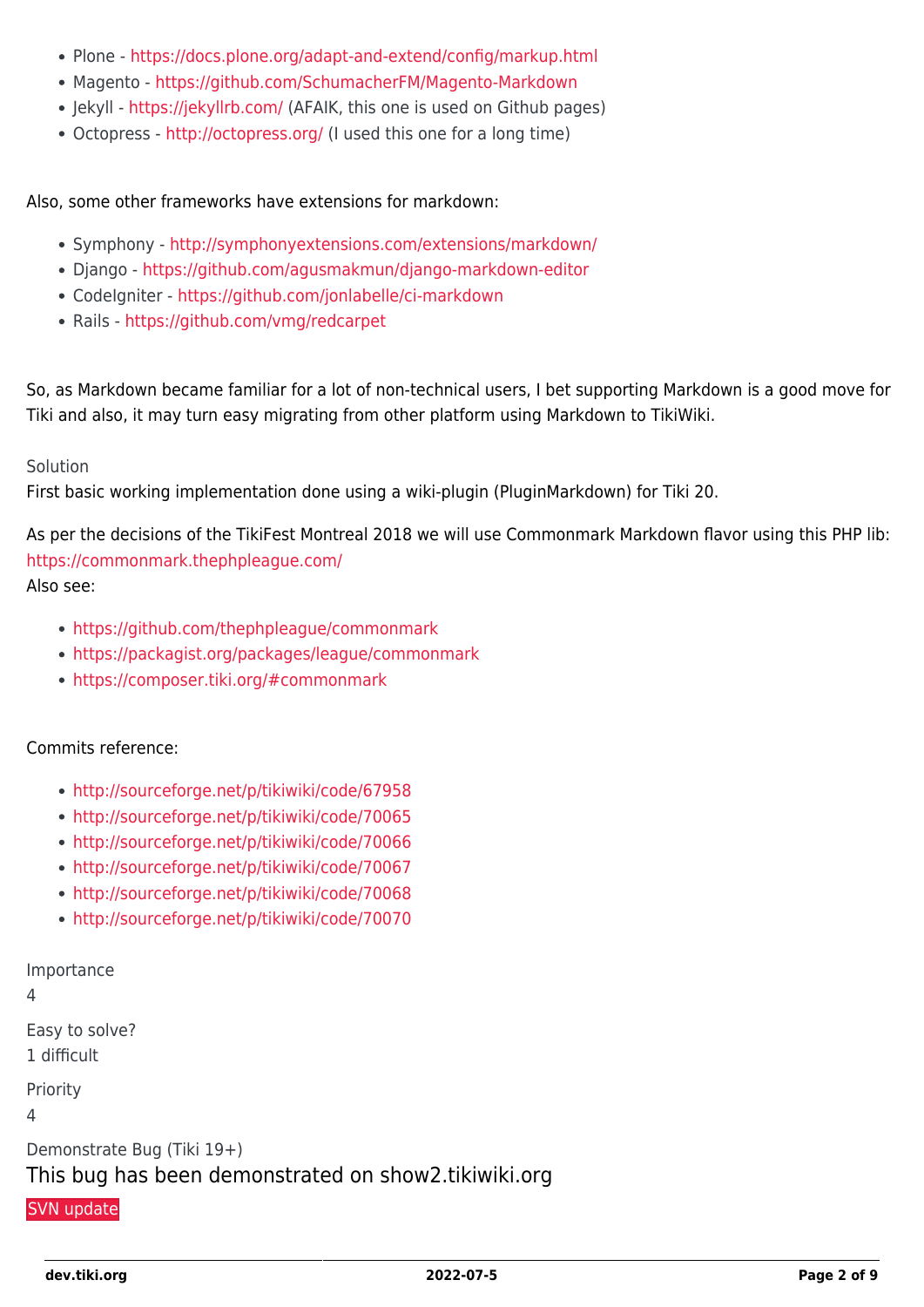- Plone - https://docs.plone.org/adapt-and-extend/config/markup.html
- Magento - https://github.com/SchumacherFM/Magento-Markdown
- Jekyll - https://jekyllrb.com/ (AFAIK, this one is used on Github pages)
- Octopress - http://octopress.org/ (I used this one for a long time)

Also, some other frameworks have extensions for markdown:

- Symphony - http://symphonyextensions.com/extensions/markdown/
- Django - https://github.com/agusmakmun/django-markdown-editor
- CodeIgniter - https://github.com/jonlabelle/ci-markdown
- Rails - https://github.com/vmg/redcarpet

So, as Markdown became familiar for a lot of non-technical users, I bet supporting Markdown is a good move for Tiki and also, it may turn easy migrating from other platform using Markdown to TikiWiki.

Solution

First basic working implementation done using a wiki-plugin (PluginMarkdown) for Tiki 20.

As per the decisions of the TikiFest Montreal 2018 we will use Commonmark Markdown flavor using this PHP lib: https://commonmark.thephpleague.com/

Also see:

- https://github.com/thephpleague/commonmark
- https://packagist.org/packages/league/commonmark
- https://composer.tiki.org/#commonmark

Commits reference:

- http://sourceforge.net/p/tikiwiki/code/67958
- http://sourceforge.net/p/tikiwiki/code/70065
- http://sourceforge.net/p/tikiwiki/code/70066
- http://sourceforge.net/p/tikiwiki/code/70067
- http://sourceforge.net/p/tikiwiki/code/70068
- http://sourceforge.net/p/tikiwiki/code/70070

Importance

4

Easy to solve?

1 difficult

Priority

4

Demonstrate Bug (Tiki 19+)

This bug has been demonstrated on show2.tikiwiki.org

SVN update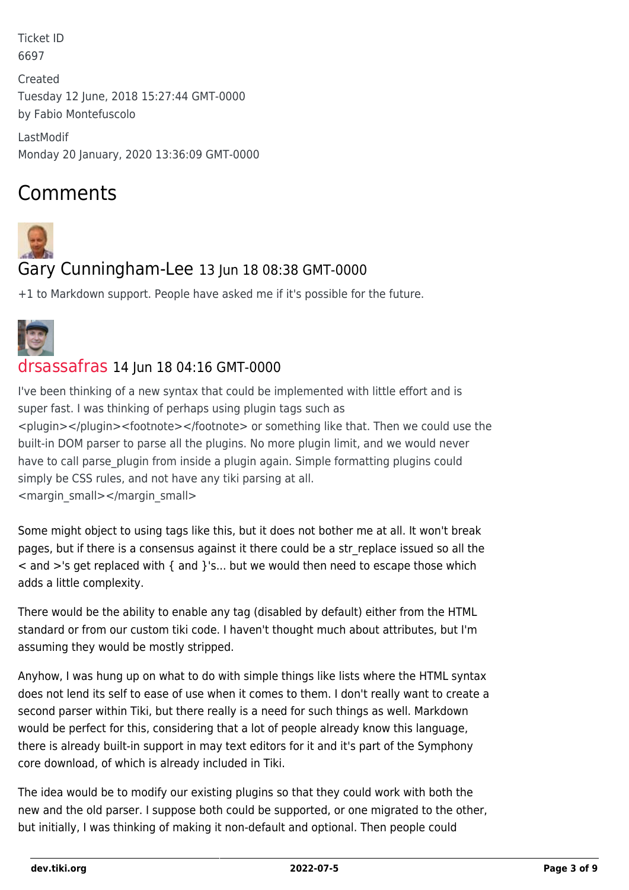Ticket ID
6697

Created
Tuesday 12 June, 2018 15:27:44 GMT-0000
by Fabio Montefuscolo

LastModif
Monday 20 January, 2020 13:36:09 GMT-0000

## Comments

### Gary Cunningham-Lee 13 Jun 18 08:38 GMT-0000

+1 to Markdown support. People have asked me if it's possible for the future.

### drsassafras 14 Jun 18 04:16 GMT-0000

I've been thinking of a new syntax that could be implemented with little effort and is super fast. I was thinking of perhaps using plugin tags such as <plugin></plugin><footnote></footnote> or something like that. Then we could use the built-in DOM parser to parse all the plugins. No more plugin limit, and we would never have to call parse_plugin from inside a plugin again. Simple formatting plugins could simply be CSS rules, and not have any tiki parsing at all.
<margin_small></margin_small>

Some might object to using tags like this, but it does not bother me at all. It won't break pages, but if there is a consensus against it there could be a str_replace issued so all the < and >'s get replaced with { and }'s... but we would then need to escape those which adds a little complexity.

There would be the ability to enable any tag (disabled by default) either from the HTML standard or from our custom tiki code. I haven't thought much about attributes, but I'm assuming they would be mostly stripped.

Anyhow, I was hung up on what to do with simple things like lists where the HTML syntax does not lend its self to ease of use when it comes to them. I don't really want to create a second parser within Tiki, but there really is a need for such things as well. Markdown would be perfect for this, considering that a lot of people already know this language, there is already built-in support in may text editors for it and it's part of the Symphony core download, of which is already included in Tiki.

The idea would be to modify our existing plugins so that they could work with both the new and the old parser. I suppose both could be supported, or one migrated to the other, but initially, I was thinking of making it non-default and optional. Then people could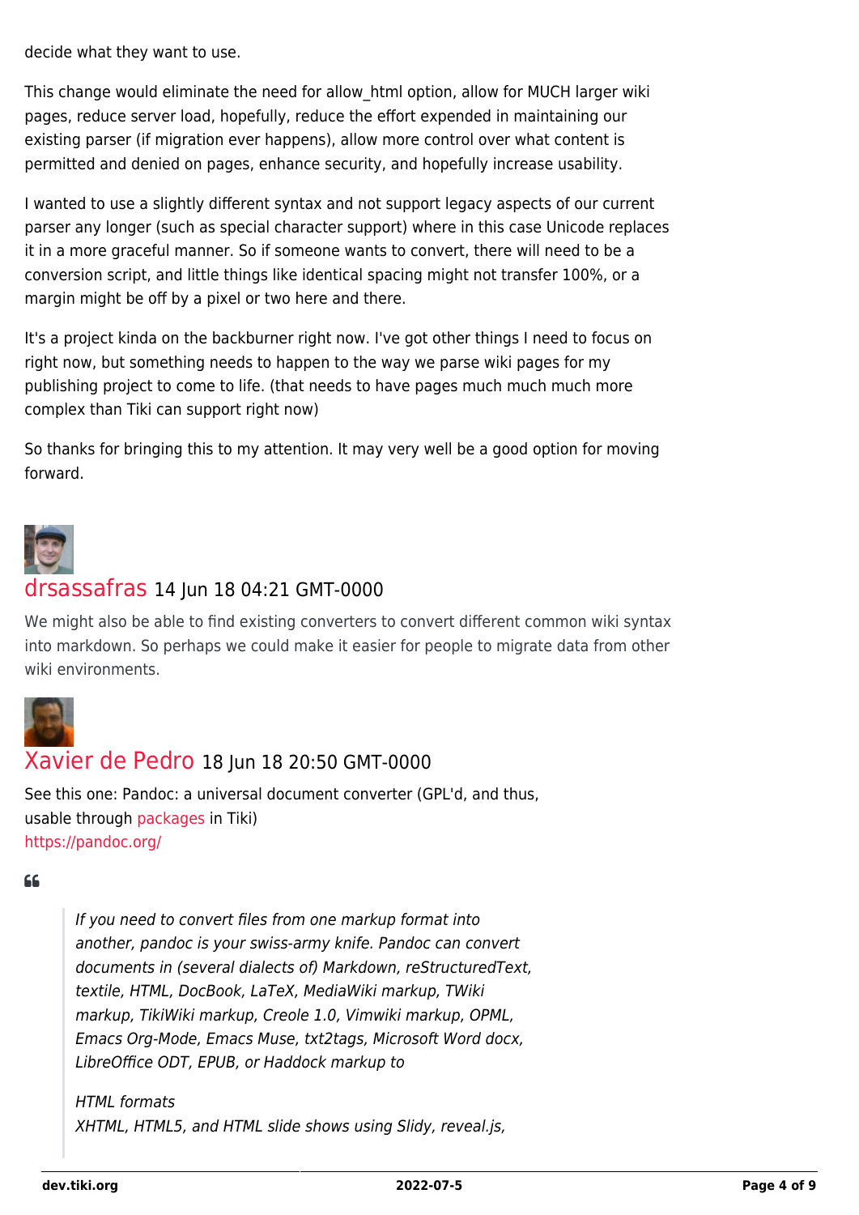decide what they want to use.

This change would eliminate the need for allow_html option, allow for MUCH larger wiki pages, reduce server load, hopefully, reduce the effort expended in maintaining our existing parser (if migration ever happens), allow more control over what content is permitted and denied on pages, enhance security, and hopefully increase usability.

I wanted to use a slightly different syntax and not support legacy aspects of our current parser any longer (such as special character support) where in this case Unicode replaces it in a more graceful manner. So if someone wants to convert, there will need to be a conversion script, and little things like identical spacing might not transfer 100%, or a margin might be off by a pixel or two here and there.

It's a project kinda on the backburner right now. I've got other things I need to focus on right now, but something needs to happen to the way we parse wiki pages for my publishing project to come to life. (that needs to have pages much much much more complex than Tiki can support right now)

So thanks for bringing this to my attention. It may very well be a good option for moving forward.

## drsassafras 14 Jun 18 04:21 GMT-0000

We might also be able to find existing converters to convert different common wiki syntax into markdown. So perhaps we could make it easier for people to migrate data from other wiki environments.

## Xavier de Pedro 18 Jun 18 20:50 GMT-0000

See this one: Pandoc: a universal document converter (GPL'd, and thus, usable through packages in Tiki)
https://pandoc.org/

> *If you need to convert files from one markup format into another, pandoc is your swiss-army knife. Pandoc can convert documents in (several dialects of) Markdown, reStructuredText, textile, HTML, DocBook, LaTeX, MediaWiki markup, TWiki markup, TikiWiki markup, Creole 1.0, Vimwiki markup, OPML, Emacs Org-Mode, Emacs Muse, txt2tags, Microsoft Word docx, LibreOffice ODT, EPUB, or Haddock markup to*
>
> *HTML formats*
> *XHTML, HTML5, and HTML slide shows using Slidy, reveal.js,*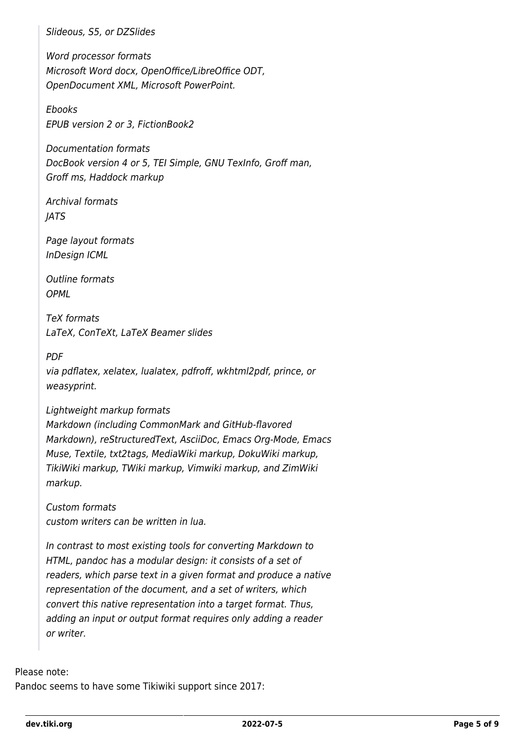> *Slideous, S5, or DZSlides*
>
> *Word processor formats*
> *Microsoft Word docx, OpenOffice/LibreOffice ODT, OpenDocument XML, Microsoft PowerPoint.*
>
> *Ebooks*
> *EPUB version 2 or 3, FictionBook2*
>
> *Documentation formats*
> *DocBook version 4 or 5, TEI Simple, GNU TexInfo, Groff man, Groff ms, Haddock markup*
>
> *Archival formats*
> *JATS*
>
> *Page layout formats*
> *InDesign ICML*
>
> *Outline formats*
> *OPML*
>
> *TeX formats*
> *LaTeX, ConTeXt, LaTeX Beamer slides*
>
> *PDF*
> *via pdflatex, xelatex, lualatex, pdfroff, wkhtml2pdf, prince, or weasyprint.*
>
> *Lightweight markup formats*
> *Markdown (including CommonMark and GitHub-flavored Markdown), reStructuredText, AsciiDoc, Emacs Org-Mode, Emacs Muse, Textile, txt2tags, MediaWiki markup, DokuWiki markup, TikiWiki markup, TWiki markup, Vimwiki markup, and ZimWiki markup.*
>
> *Custom formats*
> *custom writers can be written in lua.*
>
> *In contrast to most existing tools for converting Markdown to HTML, pandoc has a modular design: it consists of a set of readers, which parse text in a given format and produce a native representation of the document, and a set of writers, which convert this native representation into a target format. Thus, adding an input or output format requires only adding a reader or writer.*

Please note:
Pandoc seems to have some Tikiwiki support since 2017: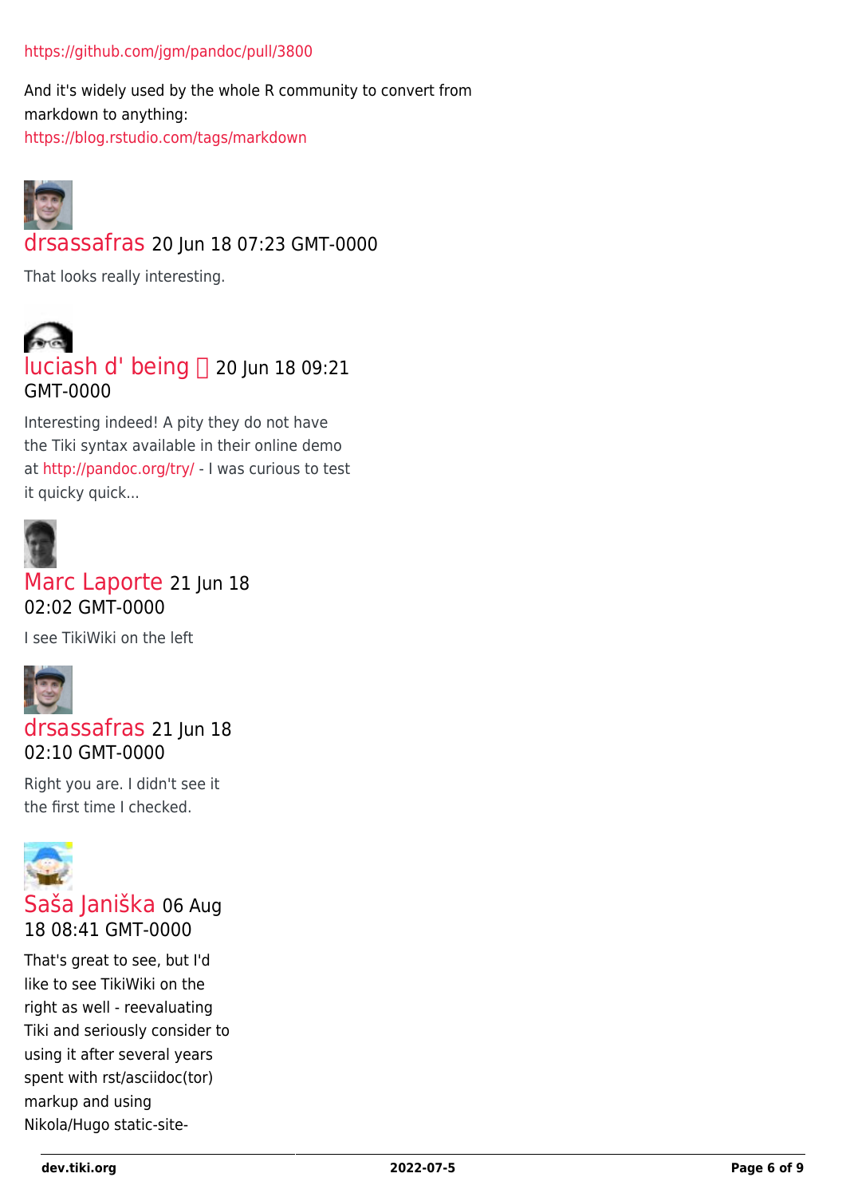https://github.com/jgm/pandoc/pull/3800

And it's widely used by the whole R community to convert from markdown to anything:
https://blog.rstudio.com/tags/markdown

drsassafras 20 Jun 18 07:23 GMT-0000

That looks really interesting.

luciash d' being 20 Jun 18 09:21 GMT-0000

Interesting indeed! A pity they do not have the Tiki syntax available in their online demo at http://pandoc.org/try/ - I was curious to test it quicky quick...

Marc Laporte 21 Jun 18 02:02 GMT-0000

I see TikiWiki on the left

drsassafras 21 Jun 18 02:10 GMT-0000

Right you are. I didn't see it the first time I checked.

Saša Janiška 06 Aug 18 08:41 GMT-0000

That's great to see, but I'd like to see TikiWiki on the right as well - reevaluating Tiki and seriously consider to using it after several years spent with rst/asciidoc(tor) markup and using Nikola/Hugo static-site-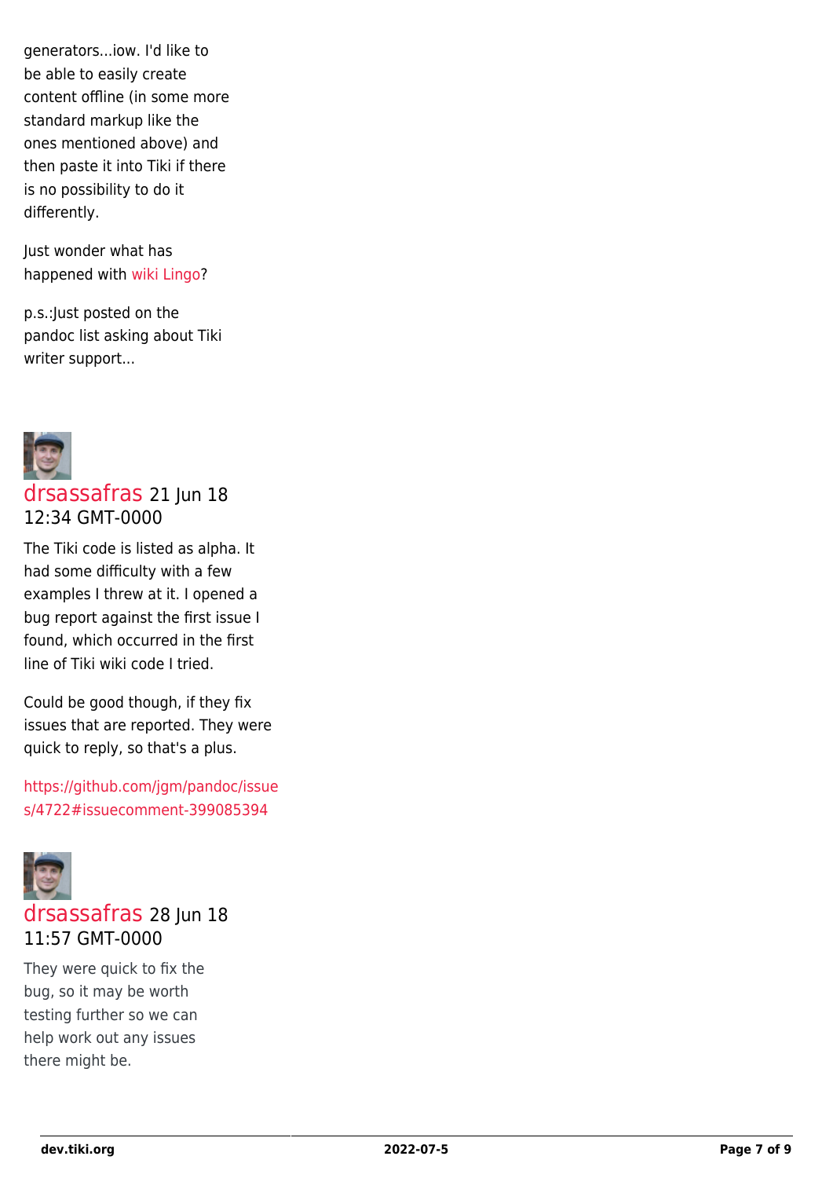generators...iow. I'd like to be able to easily create content offline (in some more standard markup like the ones mentioned above) and then paste it into Tiki if there is no possibility to do it differently.

Just wonder what has happened with wiki Lingo?

p.s.:Just posted on the pandoc list asking about Tiki writer support...

drsassafras 21 Jun 18 12:34 GMT-0000

The Tiki code is listed as alpha. It had some difficulty with a few examples I threw at it. I opened a bug report against the first issue I found, which occurred in the first line of Tiki wiki code I tried.

Could be good though, if they fix issues that are reported. They were quick to reply, so that's a plus.

https://github.com/jgm/pandoc/issues/4722#issuecomment-399085394

drsassafras 28 Jun 18 11:57 GMT-0000

They were quick to fix the bug, so it may be worth testing further so we can help work out any issues there might be.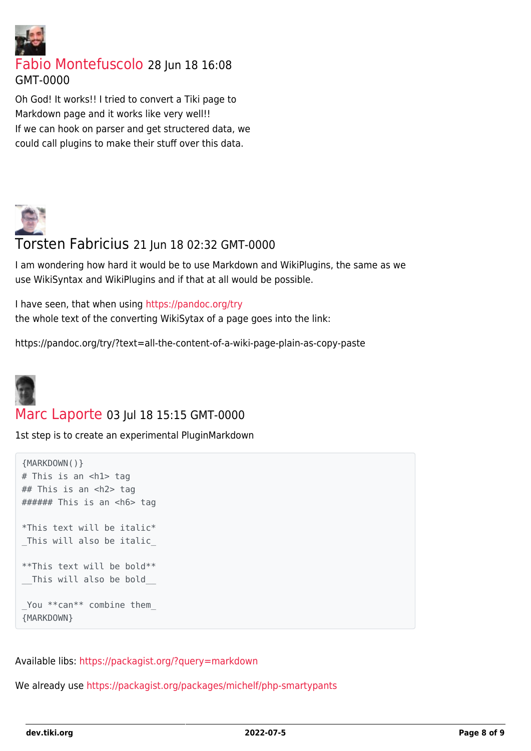Fabio Montefuscolo 28 Jun 18 16:08 GMT-0000

Oh God! It works!! I tried to convert a Tiki page to Markdown page and it works like very well!!
If we can hook on parser and get structered data, we could call plugins to make their stuff over this data.

Torsten Fabricius 21 Jun 18 02:32 GMT-0000

I am wondering how hard it would be to use Markdown and WikiPlugins, the same as we use WikiSyntax and WikiPlugins and if that at all would be possible.

I have seen, that when using https://pandoc.org/try
the whole text of the converting WikiSytax of a page goes into the link:

https://pandoc.org/try/?text=all-the-content-of-a-wiki-page-plain-as-copy-paste

Marc Laporte 03 Jul 18 15:15 GMT-0000

1st step is to create an experimental PluginMarkdown

```
{MARKDOWN()}
# This is an <h1> tag
## This is an <h2> tag
###### This is an <h6> tag

*This text will be italic*
_This will also be italic_

**This text will be bold**
__This will also be bold__

_You **can** combine them_
{MARKDOWN}
```

Available libs: https://packagist.org/?query=markdown

We already use https://packagist.org/packages/michelf/php-smartypants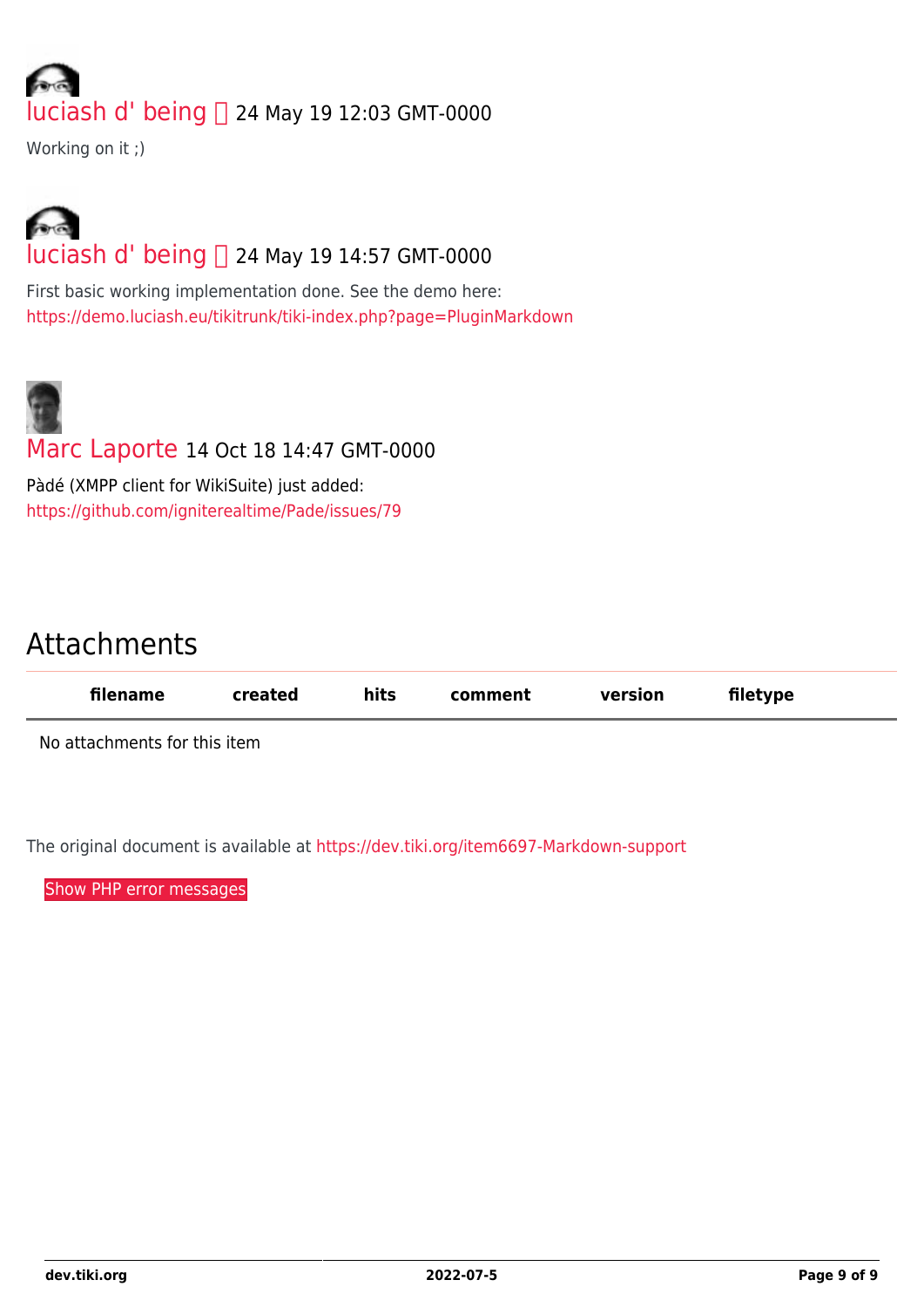luciash d' being  24 May 19 12:03 GMT-0000

Working on it ;)

luciash d' being  24 May 19 14:57 GMT-0000

First basic working implementation done. See the demo here:
https://demo.luciash.eu/tikitrunk/tiki-index.php?page=PluginMarkdown

Marc Laporte 14 Oct 18 14:47 GMT-0000

Pàdé (XMPP client for WikiSuite) just added:
https://github.com/igniterealtime/Pade/issues/79

## Attachments

| filename | created | hits | comment | version | filetype |
| --- | --- | --- | --- | --- | --- |
| No attachments for this item | | | | | |

The original document is available at https://dev.tiki.org/item6697-Markdown-support

Show PHP error messages